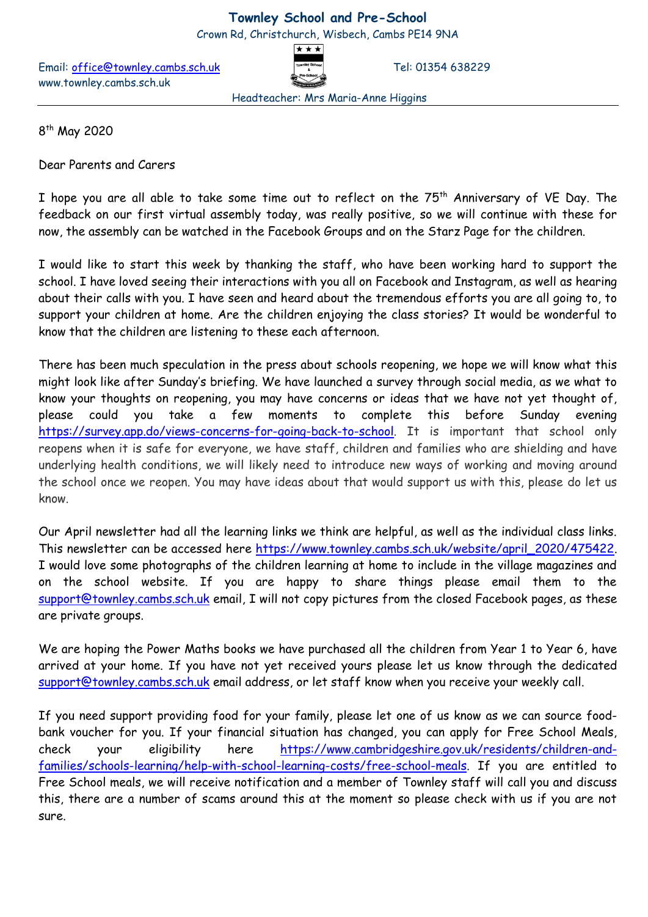# Townley School and Pre-School

Crown Rd, Christchurch, Wisbech, Cambs PE14 9NA

Email: office@townley.cambs.sch.uk
www.townley.cambs.sch.uk

Tel: 01354 638229

Headteacher: Mrs Maria-Anne Higgins

8th May 2020

Dear Parents and Carers

I hope you are all able to take some time out to reflect on the 75th Anniversary of VE Day. The feedback on our first virtual assembly today, was really positive, so we will continue with these for now, the assembly can be watched in the Facebook Groups and on the Starz Page for the children.

I would like to start this week by thanking the staff, who have been working hard to support the school. I have loved seeing their interactions with you all on Facebook and Instagram, as well as hearing about their calls with you. I have seen and heard about the tremendous efforts you are all going to, to support your children at home. Are the children enjoying the class stories? It would be wonderful to know that the children are listening to these each afternoon.

There has been much speculation in the press about schools reopening, we hope we will know what this might look like after Sunday's briefing. We have launched a survey through social media, as we what to know your thoughts on reopening, you may have concerns or ideas that we have not yet thought of, please could you take a few moments to complete this before Sunday evening https://survey.app.do/views-concerns-for-going-back-to-school. It is important that school only reopens when it is safe for everyone, we have staff, children and families who are shielding and have underlying health conditions, we will likely need to introduce new ways of working and moving around the school once we reopen. You may have ideas about that would support us with this, please do let us know.

Our April newsletter had all the learning links we think are helpful, as well as the individual class links. This newsletter can be accessed here https://www.townley.cambs.sch.uk/website/april_2020/475422. I would love some photographs of the children learning at home to include in the village magazines and on the school website. If you are happy to share things please email them to the support@townley.cambs.sch.uk email, I will not copy pictures from the closed Facebook pages, as these are private groups.

We are hoping the Power Maths books we have purchased all the children from Year 1 to Year 6, have arrived at your home. If you have not yet received yours please let us know through the dedicated support@townley.cambs.sch.uk email address, or let staff know when you receive your weekly call.

If you need support providing food for your family, please let one of us know as we can source food-bank voucher for you. If your financial situation has changed, you can apply for Free School Meals, check your eligibility here https://www.cambridgeshire.gov.uk/residents/children-and-families/schools-learning/help-with-school-learning-costs/free-school-meals. If you are entitled to Free School meals, we will receive notification and a member of Townley staff will call you and discuss this, there are a number of scams around this at the moment so please check with us if you are not sure.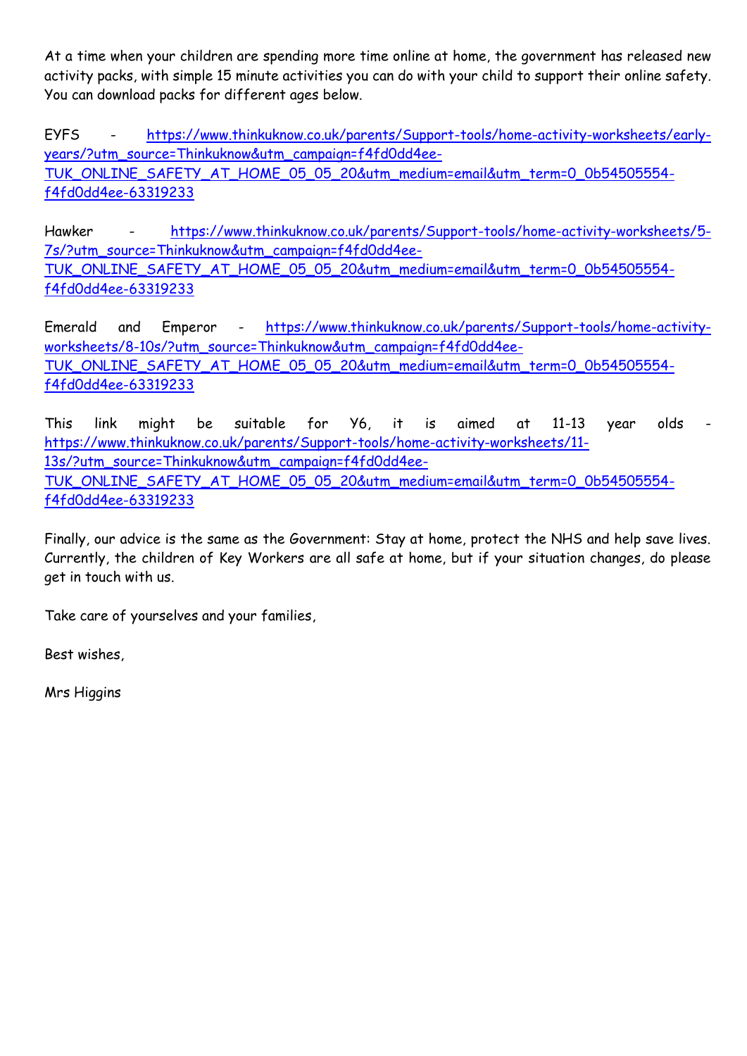At a time when your children are spending more time online at home, the government has released new activity packs, with simple 15 minute activities you can do with your child to support their online safety. You can download packs for different ages below.

EYFS - https://www.thinkuknow.co.uk/parents/Support-tools/home-activity-worksheets/early-years/?utm_source=Thinkuknow&utm_campaign=f4fd0dd4ee-TUK_ONLINE_SAFETY_AT_HOME_05_05_20&utm_medium=email&utm_term=0_0b54505554-f4fd0dd4ee-63319233

Hawker - https://www.thinkuknow.co.uk/parents/Support-tools/home-activity-worksheets/5-7s/?utm_source=Thinkuknow&utm_campaign=f4fd0dd4ee-TUK_ONLINE_SAFETY_AT_HOME_05_05_20&utm_medium=email&utm_term=0_0b54505554-f4fd0dd4ee-63319233

Emerald and Emperor - https://www.thinkuknow.co.uk/parents/Support-tools/home-activity-worksheets/8-10s/?utm_source=Thinkuknow&utm_campaign=f4fd0dd4ee-TUK_ONLINE_SAFETY_AT_HOME_05_05_20&utm_medium=email&utm_term=0_0b54505554-f4fd0dd4ee-63319233

This link might be suitable for Y6, it is aimed at 11-13 year olds - https://www.thinkuknow.co.uk/parents/Support-tools/home-activity-worksheets/11-13s/?utm_source=Thinkuknow&utm_campaign=f4fd0dd4ee-TUK_ONLINE_SAFETY_AT_HOME_05_05_20&utm_medium=email&utm_term=0_0b54505554-f4fd0dd4ee-63319233

Finally, our advice is the same as the Government: Stay at home, protect the NHS and help save lives. Currently, the children of Key Workers are all safe at home, but if your situation changes, do please get in touch with us.

Take care of yourselves and your families,

Best wishes,

Mrs Higgins